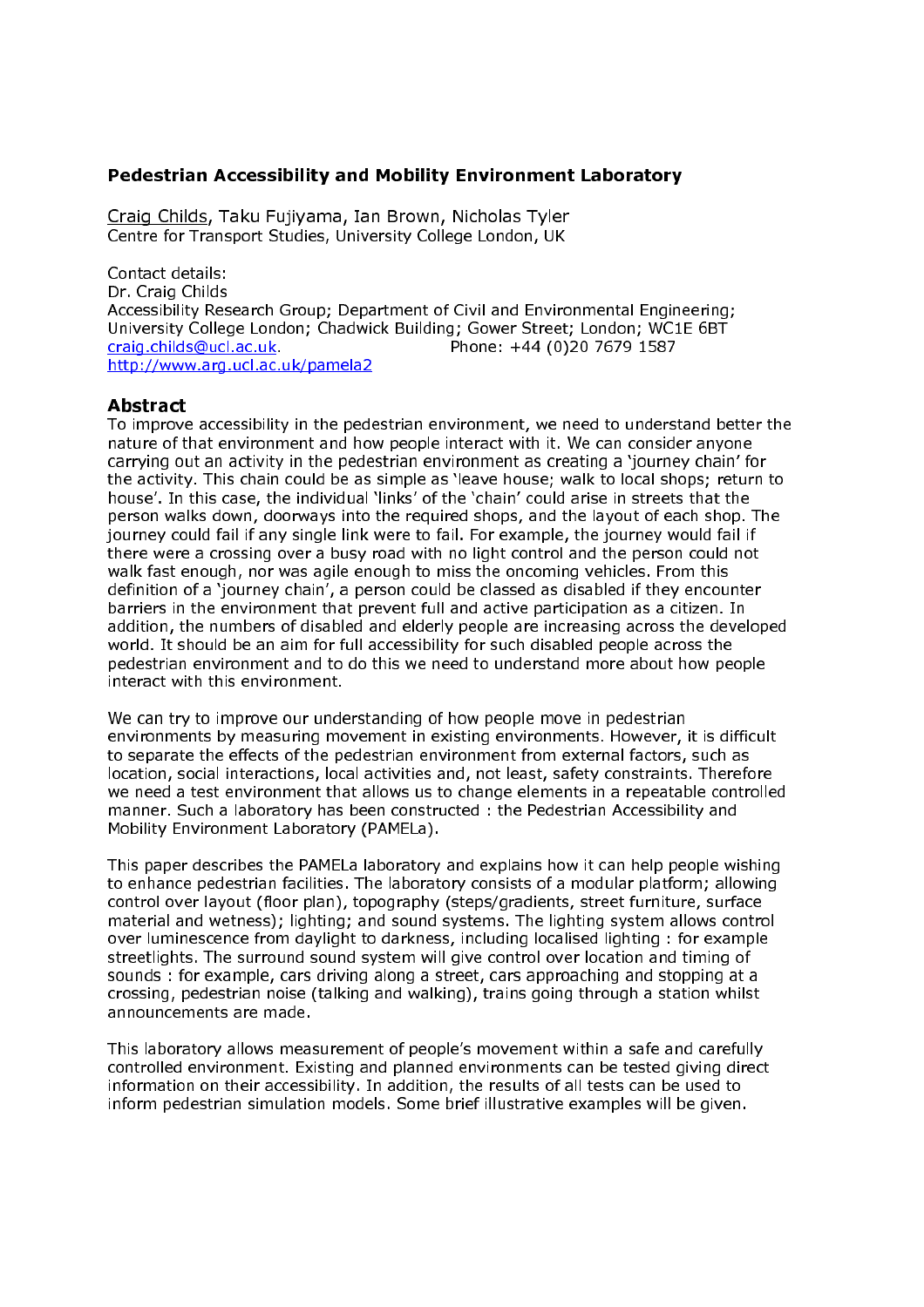# Pedestrian Accessibility and Mobility Environment Laboratory

Craig Childs, Taku Fujiyama, Ian Brown, Nicholas Tyler
Centre for Transport Studies, University College London, UK

Contact details:
Dr. Craig Childs
Accessibility Research Group; Department of Civil and Environmental Engineering; University College London; Chadwick Building; Gower Street; London; WC1E 6BT
craig.childs@ucl.ac.uk. Phone: +44 (0)20 7679 1587
http://www.arg.ucl.ac.uk/pamela2

## Abstract

To improve accessibility in the pedestrian environment, we need to understand better the nature of that environment and how people interact with it. We can consider anyone carrying out an activity in the pedestrian environment as creating a 'journey chain' for the activity. This chain could be as simple as 'leave house; walk to local shops; return to house'. In this case, the individual 'links' of the 'chain' could arise in streets that the person walks down, doorways into the required shops, and the layout of each shop. The journey could fail if any single link were to fail. For example, the journey would fail if there were a crossing over a busy road with no light control and the person could not walk fast enough, nor was agile enough to miss the oncoming vehicles. From this definition of a 'journey chain', a person could be classed as disabled if they encounter barriers in the environment that prevent full and active participation as a citizen. In addition, the numbers of disabled and elderly people are increasing across the developed world. It should be an aim for full accessibility for such disabled people across the pedestrian environment and to do this we need to understand more about how people interact with this environment.

We can try to improve our understanding of how people move in pedestrian environments by measuring movement in existing environments. However, it is difficult to separate the effects of the pedestrian environment from external factors, such as location, social interactions, local activities and, not least, safety constraints. Therefore we need a test environment that allows us to change elements in a repeatable controlled manner. Such a laboratory has been constructed : the Pedestrian Accessibility and Mobility Environment Laboratory (PAMELa).

This paper describes the PAMELa laboratory and explains how it can help people wishing to enhance pedestrian facilities. The laboratory consists of a modular platform; allowing control over layout (floor plan), topography (steps/gradients, street furniture, surface material and wetness); lighting; and sound systems. The lighting system allows control over luminescence from daylight to darkness, including localised lighting : for example streetlights. The surround sound system will give control over location and timing of sounds : for example, cars driving along a street, cars approaching and stopping at a crossing, pedestrian noise (talking and walking), trains going through a station whilst announcements are made.

This laboratory allows measurement of people's movement within a safe and carefully controlled environment. Existing and planned environments can be tested giving direct information on their accessibility. In addition, the results of all tests can be used to inform pedestrian simulation models. Some brief illustrative examples will be given.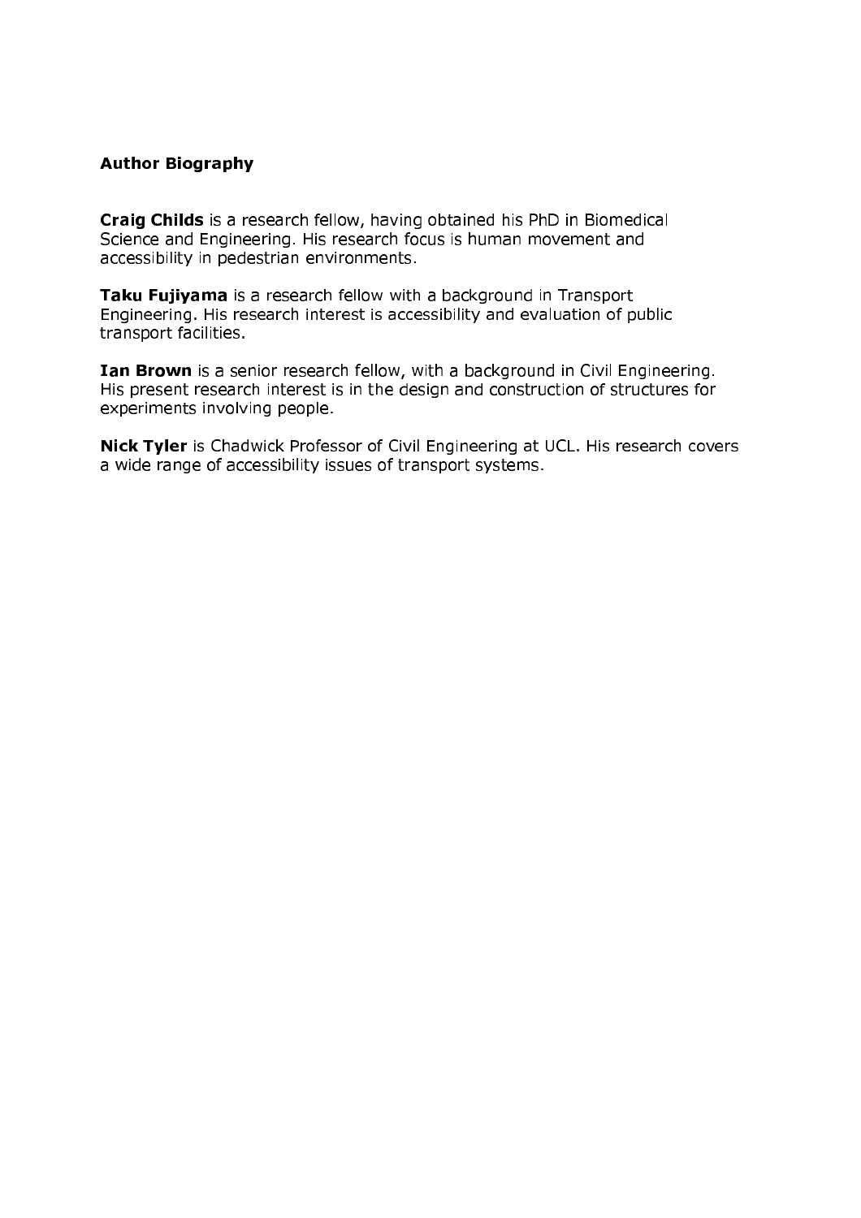## Author Biography

**Craig Childs** is a research fellow, having obtained his PhD in Biomedical Science and Engineering. His research focus is human movement and accessibility in pedestrian environments.

**Taku Fujiyama** is a research fellow with a background in Transport Engineering. His research interest is accessibility and evaluation of public transport facilities.

**Ian Brown** is a senior research fellow, with a background in Civil Engineering. His present research interest is in the design and construction of structures for experiments involving people.

**Nick Tyler** is Chadwick Professor of Civil Engineering at UCL. His research covers a wide range of accessibility issues of transport systems.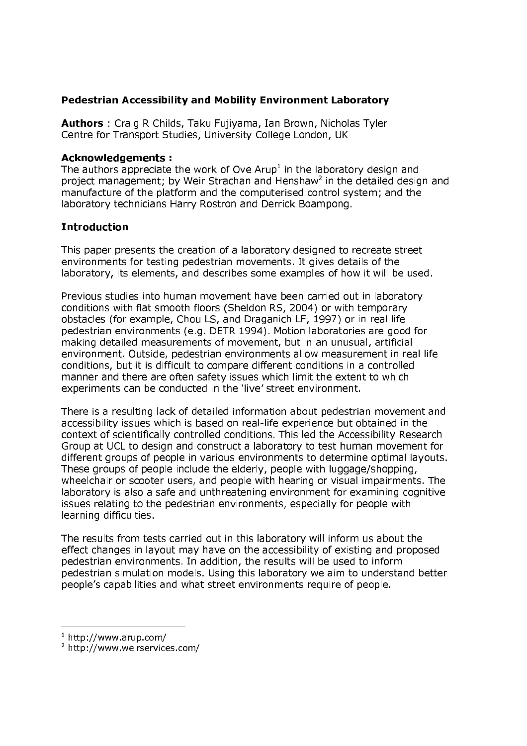**Pedestrian Accessibility and Mobility Environment Laboratory**

**Authors** : Craig R Childs, Taku Fujiyama, Ian Brown, Nicholas Tyler
Centre for Transport Studies, University College London, UK

**Acknowledgements :**
The authors appreciate the work of Ove Arup[1] in the laboratory design and project management; by Weir Strachan and Henshaw[2] in the detailed design and manufacture of the platform and the computerised control system; and the laboratory technicians Harry Rostron and Derrick Boampong.

## Introduction

This paper presents the creation of a laboratory designed to recreate street environments for testing pedestrian movements. It gives details of the laboratory, its elements, and describes some examples of how it will be used.

Previous studies into human movement have been carried out in laboratory conditions with flat smooth floors (Sheldon RS, 2004) or with temporary obstacles (for example, Chou LS, and Draganich LF, 1997) or in real life pedestrian environments (e.g. DETR 1994). Motion laboratories are good for making detailed measurements of movement, but in an unusual, artificial environment. Outside, pedestrian environments allow measurement in real life conditions, but it is difficult to compare different conditions in a controlled manner and there are often safety issues which limit the extent to which experiments can be conducted in the 'live' street environment.

There is a resulting lack of detailed information about pedestrian movement and accessibility issues which is based on real-life experience but obtained in the context of scientifically controlled conditions. This led the Accessibility Research Group at UCL to design and construct a laboratory to test human movement for different groups of people in various environments to determine optimal layouts. These groups of people include the elderly, people with luggage/shopping, wheelchair or scooter users, and people with hearing or visual impairments. The laboratory is also a safe and unthreatening environment for examining cognitive issues relating to the pedestrian environments, especially for people with learning difficulties.

The results from tests carried out in this laboratory will inform us about the effect changes in layout may have on the accessibility of existing and proposed pedestrian environments. In addition, the results will be used to inform pedestrian simulation models. Using this laboratory we aim to understand better people's capabilities and what street environments require of people.

---

[1] http://www.arup.com/
[2] http://www.weirservices.com/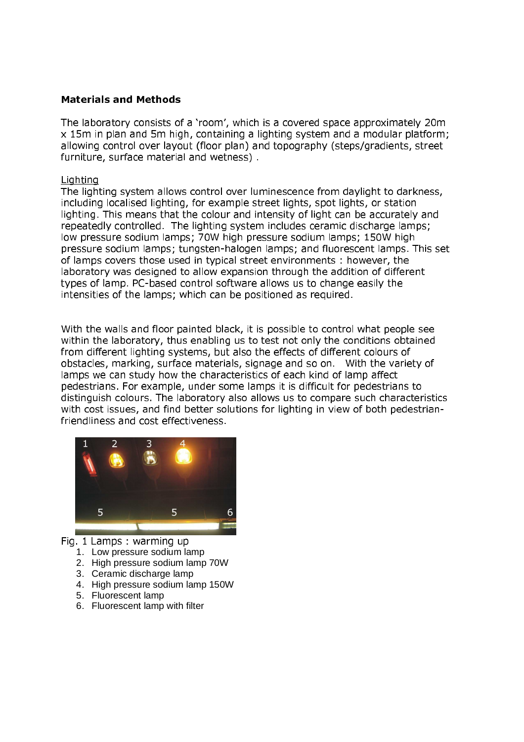**Materials and Methods**

The laboratory consists of a 'room', which is a covered space approximately 20m x 15m in plan and 5m high, containing a lighting system and a modular platform; allowing control over layout (floor plan) and topography (steps/gradients, street furniture, surface material and wetness) .

Lighting

The lighting system allows control over luminescence from daylight to darkness, including localised lighting, for example street lights, spot lights, or station lighting. This means that the colour and intensity of light can be accurately and repeatedly controlled. The lighting system includes ceramic discharge lamps; low pressure sodium lamps; 70W high pressure sodium lamps; 150W high pressure sodium lamps; tungsten-halogen lamps; and fluorescent lamps. This set of lamps covers those used in typical street environments : however, the laboratory was designed to allow expansion through the addition of different types of lamp. PC-based control software allows us to change easily the intensities of the lamps; which can be positioned as required.

With the walls and floor painted black, it is possible to control what people see within the laboratory, thus enabling us to test not only the conditions obtained from different lighting systems, but also the effects of different colours of obstacles, marking, surface materials, signage and so on. With the variety of lamps we can study how the characteristics of each kind of lamp affect pedestrians. For example, under some lamps it is difficult for pedestrians to distinguish colours. The laboratory also allows us to compare such characteristics with cost issues, and find better solutions for lighting in view of both pedestrian-friendliness and cost effectiveness.

Fig. 1 Lamps : warming up

1. Low pressure sodium lamp
2. High pressure sodium lamp 70W
3. Ceramic discharge lamp
4. High pressure sodium lamp 150W
5. Fluorescent lamp
6. Fluorescent lamp with filter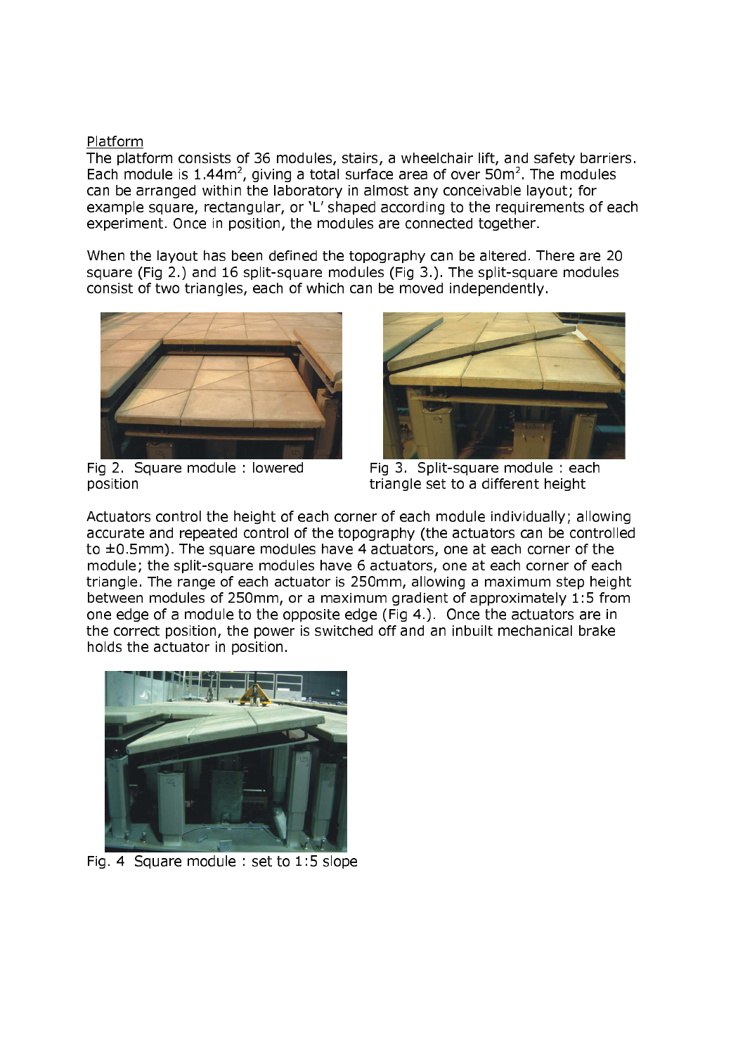Platform

The platform consists of 36 modules, stairs, a wheelchair lift, and safety barriers. Each module is 1.44m$^2$, giving a total surface area of over 50m$^2$. The modules can be arranged within the laboratory in almost any conceivable layout; for example square, rectangular, or 'L' shaped according to the requirements of each experiment. Once in position, the modules are connected together.

When the layout has been defined the topography can be altered. There are 20 square (Fig 2.) and 16 split-square modules (Fig 3.). The split-square modules consist of two triangles, each of which can be moved independently.

Fig 2. Square module : lowered position

Fig 3. Split-square module : each triangle set to a different height

Actuators control the height of each corner of each module individually; allowing accurate and repeated control of the topography (the actuators can be controlled to ±0.5mm). The square modules have 4 actuators, one at each corner of the module; the split-square modules have 6 actuators, one at each corner of each triangle. The range of each actuator is 250mm, allowing a maximum step height between modules of 250mm, or a maximum gradient of approximately 1:5 from one edge of a module to the opposite edge (Fig 4.). Once the actuators are in the correct position, the power is switched off and an inbuilt mechanical brake holds the actuator in position.

Fig. 4 Square module : set to 1:5 slope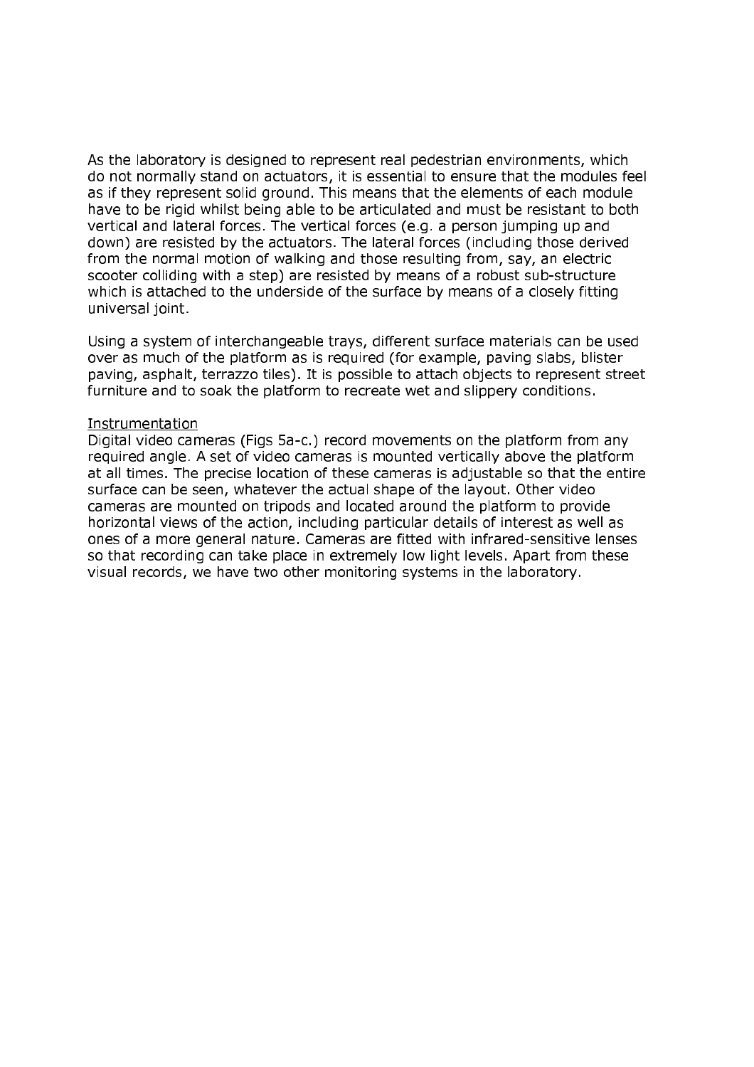As the laboratory is designed to represent real pedestrian environments, which do not normally stand on actuators, it is essential to ensure that the modules feel as if they represent solid ground. This means that the elements of each module have to be rigid whilst being able to be articulated and must be resistant to both vertical and lateral forces. The vertical forces (e.g. a person jumping up and down) are resisted by the actuators. The lateral forces (including those derived from the normal motion of walking and those resulting from, say, an electric scooter colliding with a step) are resisted by means of a robust sub-structure which is attached to the underside of the surface by means of a closely fitting universal joint.

Using a system of interchangeable trays, different surface materials can be used over as much of the platform as is required (for example, paving slabs, blister paving, asphalt, terrazzo tiles). It is possible to attach objects to represent street furniture and to soak the platform to recreate wet and slippery conditions.

<u>Instrumentation</u>

Digital video cameras (Figs 5a-c.) record movements on the platform from any required angle. A set of video cameras is mounted vertically above the platform at all times. The precise location of these cameras is adjustable so that the entire surface can be seen, whatever the actual shape of the layout. Other video cameras are mounted on tripods and located around the platform to provide horizontal views of the action, including particular details of interest as well as ones of a more general nature. Cameras are fitted with infrared-sensitive lenses so that recording can take place in extremely low light levels. Apart from these visual records, we have two other monitoring systems in the laboratory.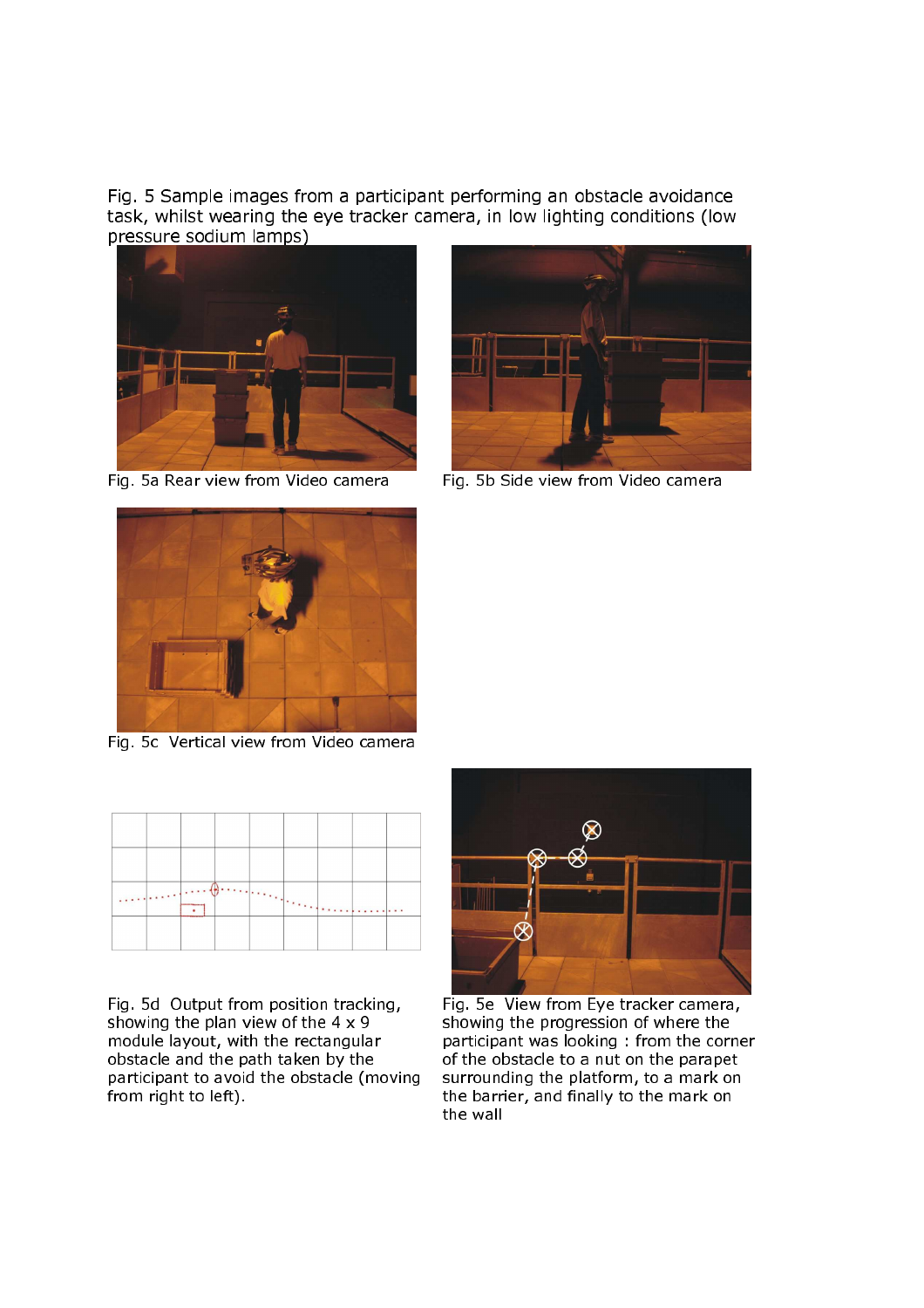Fig. 5 Sample images from a participant performing an obstacle avoidance task, whilst wearing the eye tracker camera, in low lighting conditions (low pressure sodium lamps)

Fig. 5a Rear view from Video camera

Fig. 5b Side view from Video camera

Fig. 5c Vertical view from Video camera

Fig. 5d Output from position tracking, showing the plan view of the 4 x 9 module layout, with the rectangular obstacle and the path taken by the participant to avoid the obstacle (moving from right to left).

Fig. 5e View from Eye tracker camera, showing the progression of where the participant was looking : from the corner of the obstacle to a nut on the parapet surrounding the platform, to a mark on the barrier, and finally to the mark on the wall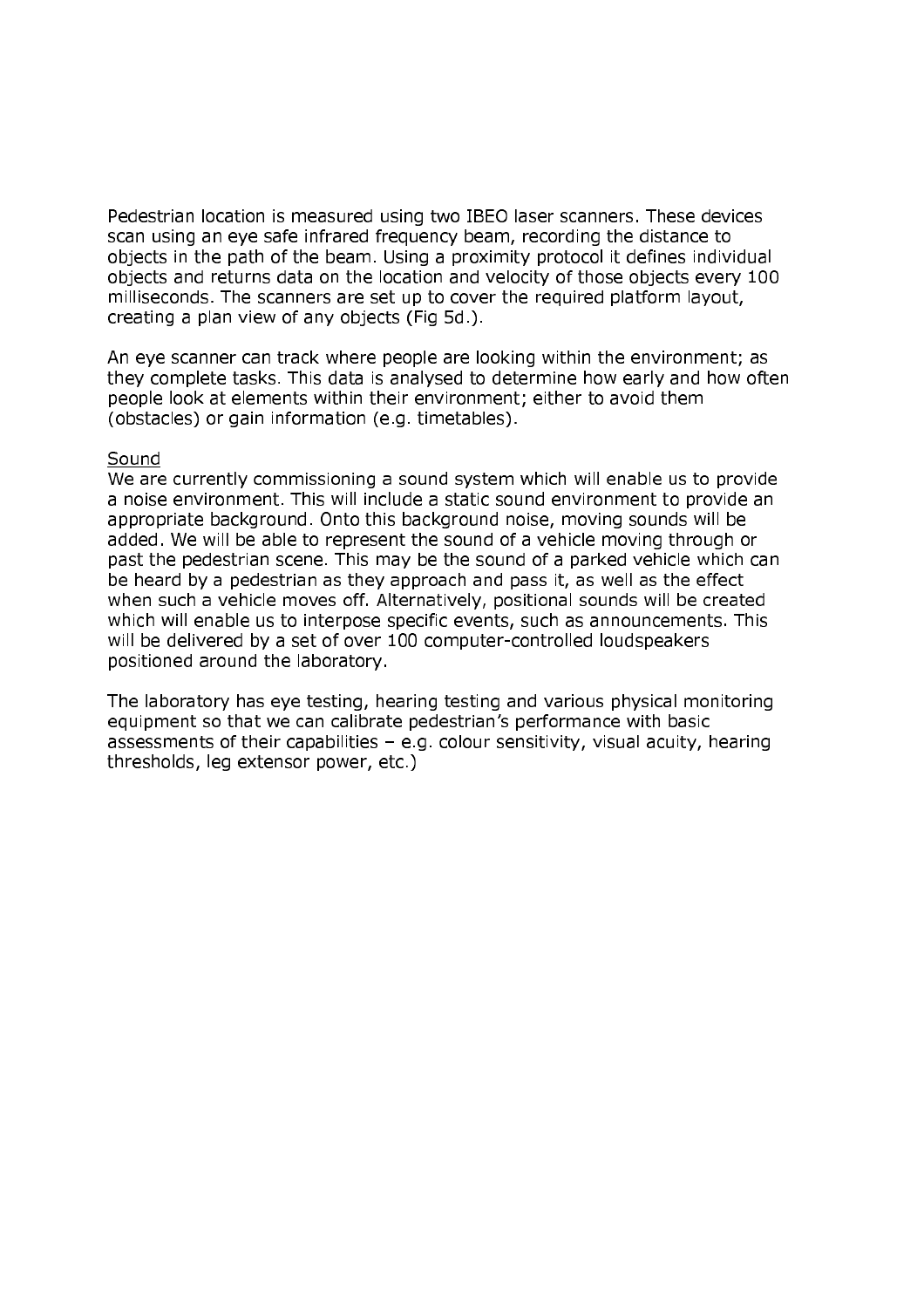Pedestrian location is measured using two IBEO laser scanners. These devices scan using an eye safe infrared frequency beam, recording the distance to objects in the path of the beam. Using a proximity protocol it defines individual objects and returns data on the location and velocity of those objects every 100 milliseconds. The scanners are set up to cover the required platform layout, creating a plan view of any objects (Fig 5d.).

An eye scanner can track where people are looking within the environment; as they complete tasks. This data is analysed to determine how early and how often people look at elements within their environment; either to avoid them (obstacles) or gain information (e.g. timetables).

<u>Sound</u>

We are currently commissioning a sound system which will enable us to provide a noise environment. This will include a static sound environment to provide an appropriate background. Onto this background noise, moving sounds will be added. We will be able to represent the sound of a vehicle moving through or past the pedestrian scene. This may be the sound of a parked vehicle which can be heard by a pedestrian as they approach and pass it, as well as the effect when such a vehicle moves off. Alternatively, positional sounds will be created which will enable us to interpose specific events, such as announcements. This will be delivered by a set of over 100 computer-controlled loudspeakers positioned around the laboratory.

The laboratory has eye testing, hearing testing and various physical monitoring equipment so that we can calibrate pedestrian's performance with basic assessments of their capabilities – e.g. colour sensitivity, visual acuity, hearing thresholds, leg extensor power, etc.)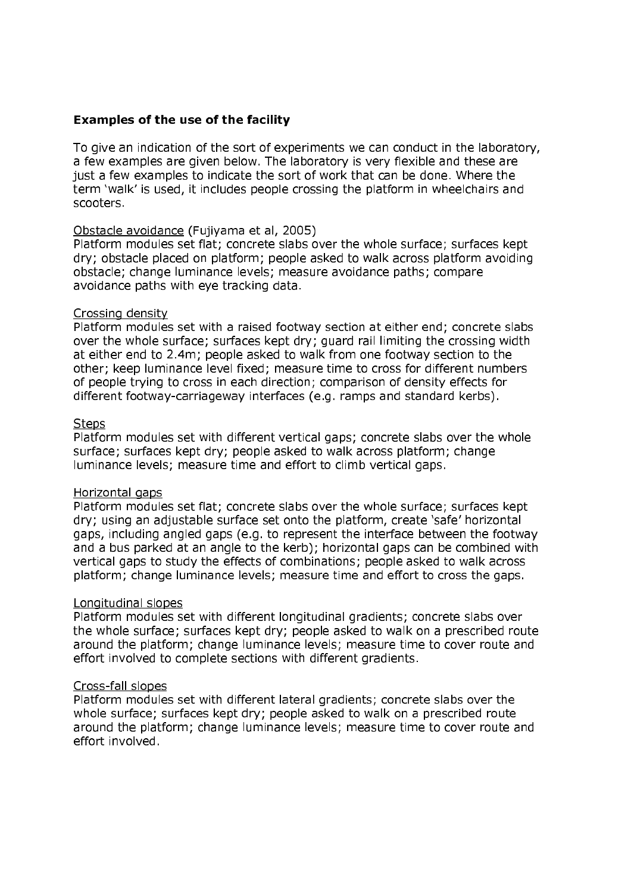**Examples of the use of the facility**

To give an indication of the sort of experiments we can conduct in the laboratory, a few examples are given below. The laboratory is very flexible and these are just a few examples to indicate the sort of work that can be done. Where the term 'walk' is used, it includes people crossing the platform in wheelchairs and scooters.

<u>Obstacle avoidance</u> (Fujiyama et al, 2005)
Platform modules set flat; concrete slabs over the whole surface; surfaces kept dry; obstacle placed on platform; people asked to walk across platform avoiding obstacle; change luminance levels; measure avoidance paths; compare avoidance paths with eye tracking data.

<u>Crossing density</u>
Platform modules set with a raised footway section at either end; concrete slabs over the whole surface; surfaces kept dry; guard rail limiting the crossing width at either end to 2.4m; people asked to walk from one footway section to the other; keep luminance level fixed; measure time to cross for different numbers of people trying to cross in each direction; comparison of density effects for different footway-carriageway interfaces (e.g. ramps and standard kerbs).

<u>Steps</u>
Platform modules set with different vertical gaps; concrete slabs over the whole surface; surfaces kept dry; people asked to walk across platform; change luminance levels; measure time and effort to climb vertical gaps.

<u>Horizontal gaps</u>
Platform modules set flat; concrete slabs over the whole surface; surfaces kept dry; using an adjustable surface set onto the platform, create 'safe' horizontal gaps, including angled gaps (e.g. to represent the interface between the footway and a bus parked at an angle to the kerb); horizontal gaps can be combined with vertical gaps to study the effects of combinations; people asked to walk across platform; change luminance levels; measure time and effort to cross the gaps.

<u>Longitudinal slopes</u>
Platform modules set with different longitudinal gradients; concrete slabs over the whole surface; surfaces kept dry; people asked to walk on a prescribed route around the platform; change luminance levels; measure time to cover route and effort involved to complete sections with different gradients.

<u>Cross-fall slopes</u>
Platform modules set with different lateral gradients; concrete slabs over the whole surface; surfaces kept dry; people asked to walk on a prescribed route around the platform; change luminance levels; measure time to cover route and effort involved.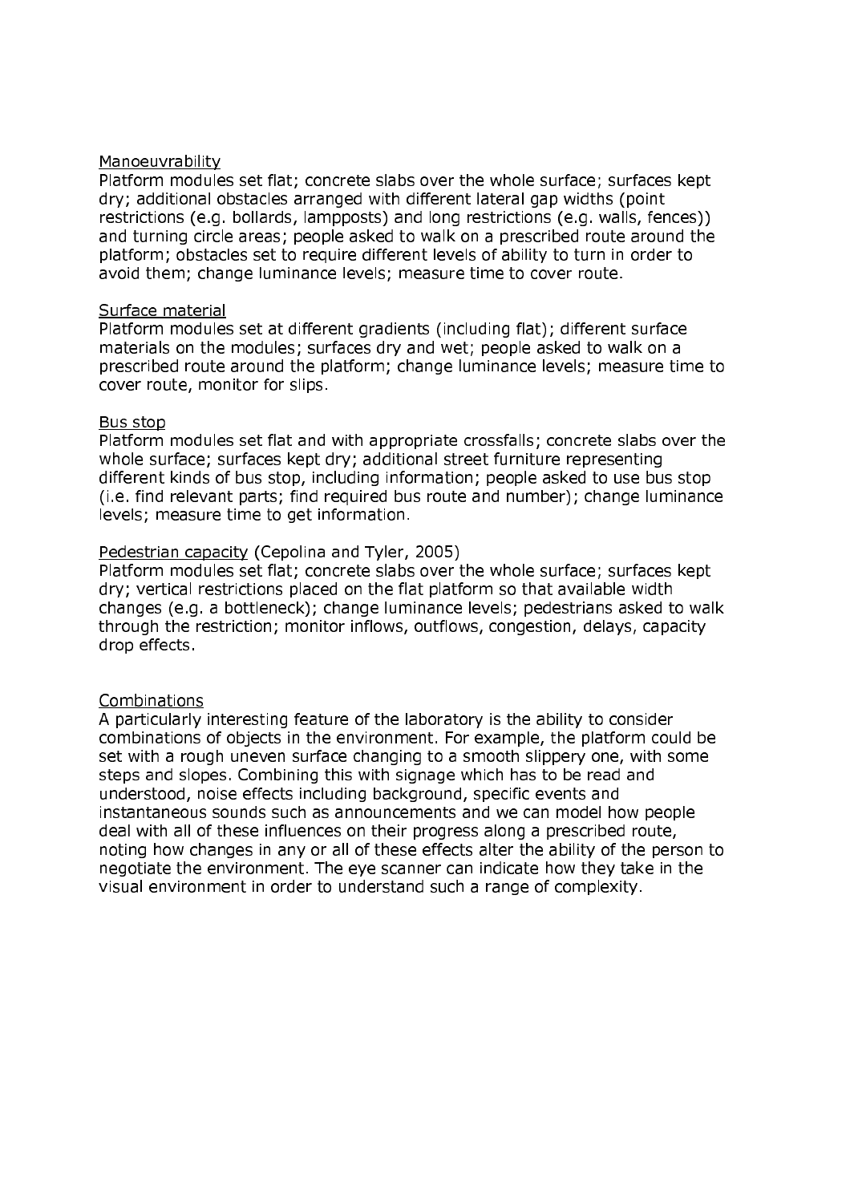Manoeuvrability

Platform modules set flat; concrete slabs over the whole surface; surfaces kept dry; additional obstacles arranged with different lateral gap widths (point restrictions (e.g. bollards, lampposts) and long restrictions (e.g. walls, fences)) and turning circle areas; people asked to walk on a prescribed route around the platform; obstacles set to require different levels of ability to turn in order to avoid them; change luminance levels; measure time to cover route.

Surface material

Platform modules set at different gradients (including flat); different surface materials on the modules; surfaces dry and wet; people asked to walk on a prescribed route around the platform; change luminance levels; measure time to cover route, monitor for slips.

Bus stop

Platform modules set flat and with appropriate crossfalls; concrete slabs over the whole surface; surfaces kept dry; additional street furniture representing different kinds of bus stop, including information; people asked to use bus stop (i.e. find relevant parts; find required bus route and number); change luminance levels; measure time to get information.

Pedestrian capacity (Cepolina and Tyler, 2005)

Platform modules set flat; concrete slabs over the whole surface; surfaces kept dry; vertical restrictions placed on the flat platform so that available width changes (e.g. a bottleneck); change luminance levels; pedestrians asked to walk through the restriction; monitor inflows, outflows, congestion, delays, capacity drop effects.

Combinations

A particularly interesting feature of the laboratory is the ability to consider combinations of objects in the environment. For example, the platform could be set with a rough uneven surface changing to a smooth slippery one, with some steps and slopes. Combining this with signage which has to be read and understood, noise effects including background, specific events and instantaneous sounds such as announcements and we can model how people deal with all of these influences on their progress along a prescribed route, noting how changes in any or all of these effects alter the ability of the person to negotiate the environment. The eye scanner can indicate how they take in the visual environment in order to understand such a range of complexity.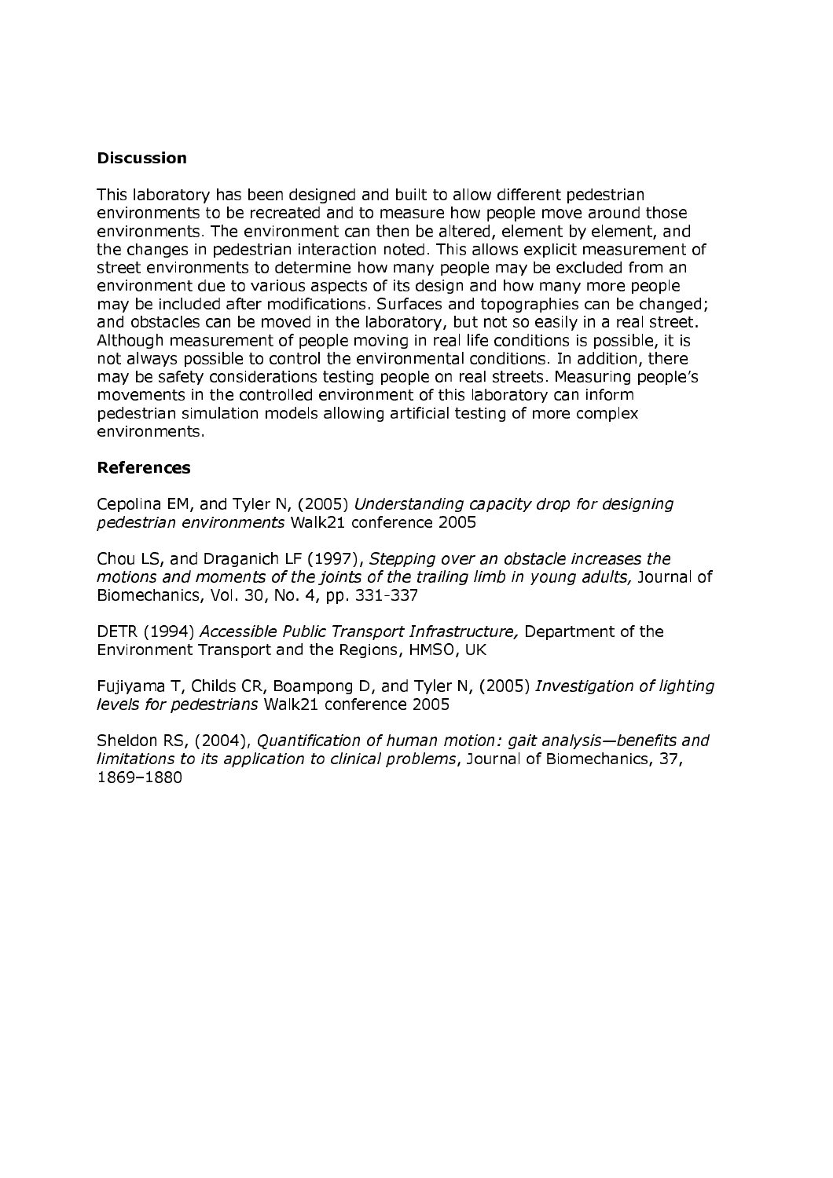## Discussion

This laboratory has been designed and built to allow different pedestrian environments to be recreated and to measure how people move around those environments. The environment can then be altered, element by element, and the changes in pedestrian interaction noted. This allows explicit measurement of street environments to determine how many people may be excluded from an environment due to various aspects of its design and how many more people may be included after modifications. Surfaces and topographies can be changed; and obstacles can be moved in the laboratory, but not so easily in a real street. Although measurement of people moving in real life conditions is possible, it is not always possible to control the environmental conditions. In addition, there may be safety considerations testing people on real streets. Measuring people's movements in the controlled environment of this laboratory can inform pedestrian simulation models allowing artificial testing of more complex environments.

## References

Cepolina EM, and Tyler N, (2005) *Understanding capacity drop for designing pedestrian environments* Walk21 conference 2005

Chou LS, and Draganich LF (1997), *Stepping over an obstacle increases the motions and moments of the joints of the trailing limb in young adults,* Journal of Biomechanics, Vol. 30, No. 4, pp. 331-337

DETR (1994) *Accessible Public Transport Infrastructure,* Department of the Environment Transport and the Regions, HMSO, UK

Fujiyama T, Childs CR, Boampong D, and Tyler N, (2005) *Investigation of lighting levels for pedestrians* Walk21 conference 2005

Sheldon RS, (2004), *Quantification of human motion: gait analysis—benefits and limitations to its application to clinical problems*, Journal of Biomechanics, 37, 1869–1880